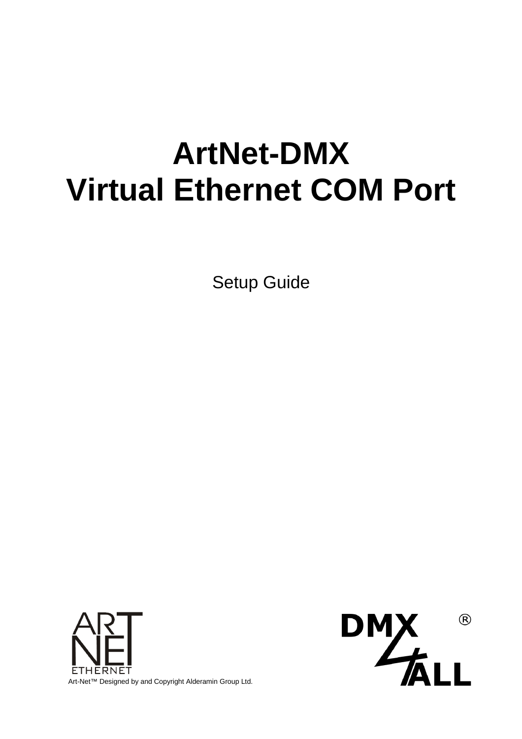# ArtNet-DMX
# Virtual Ethernet COM Port

Setup Guide

Art-Net™ Designed by and Copyright Alderamin Group Ltd.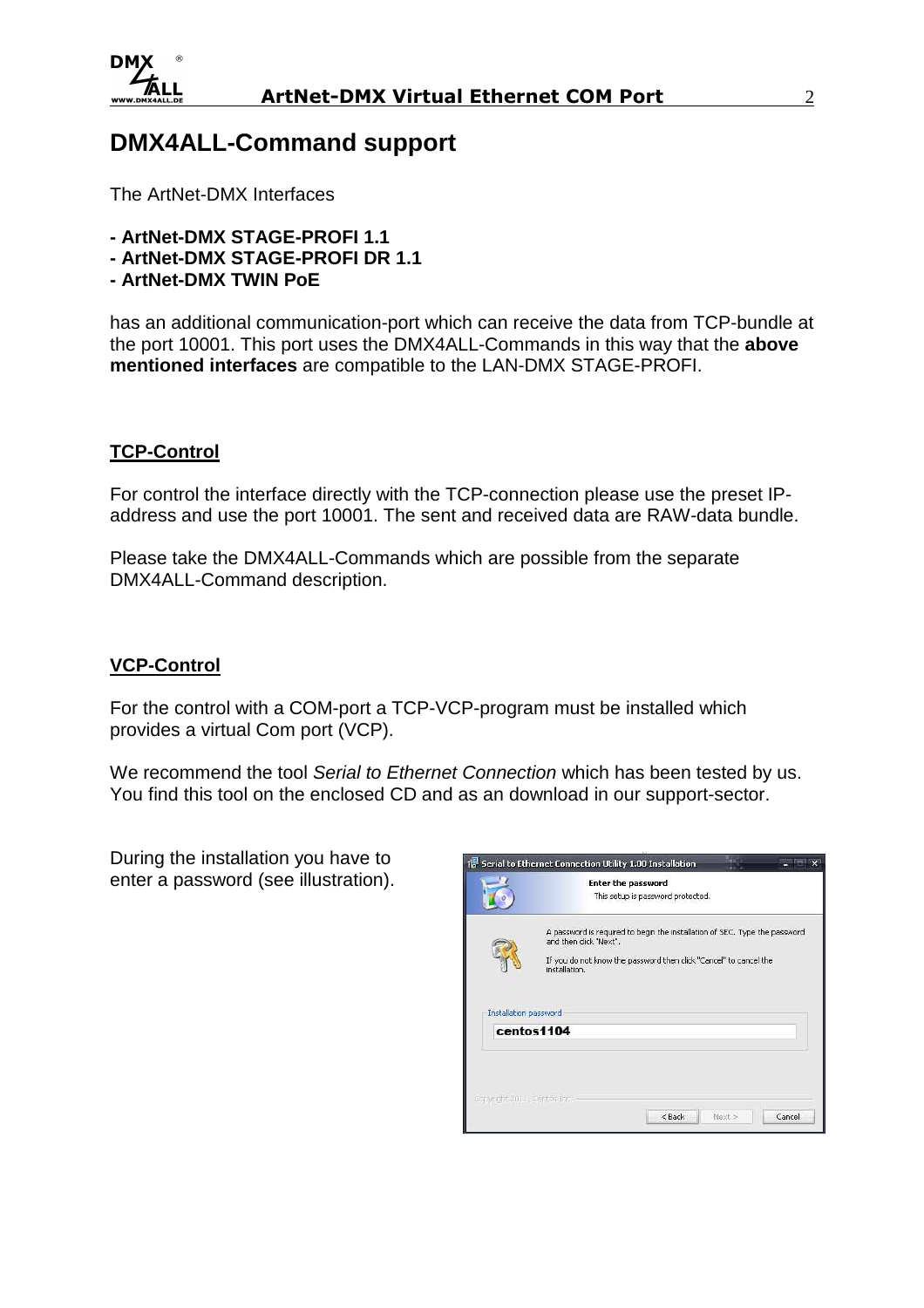# DMX4ALL-Command support

The ArtNet-DMX Interfaces

- **ArtNet-DMX STAGE-PROFI 1.1**
- **ArtNet-DMX STAGE-PROFI DR 1.1**
- **ArtNet-DMX TWIN PoE**

has an additional communication-port which can receive the data from TCP-bundle at the port 10001. This port uses the DMX4ALL-Commands in this way that the **above mentioned interfaces** are compatible to the LAN-DMX STAGE-PROFI.

## TCP-Control

For control the interface directly with the TCP-connection please use the preset IP-address and use the port 10001. The sent and received data are RAW-data bundle.

Please take the DMX4ALL-Commands which are possible from the separate DMX4ALL-Command description.

## VCP-Control

For the control with a COM-port a TCP-VCP-program must be installed which provides a virtual Com port (VCP).

We recommend the tool *Serial to Ethernet Connection* which has been tested by us. You find this tool on the enclosed CD and as an download in our support-sector.

During the installation you have to enter a password (see illustration).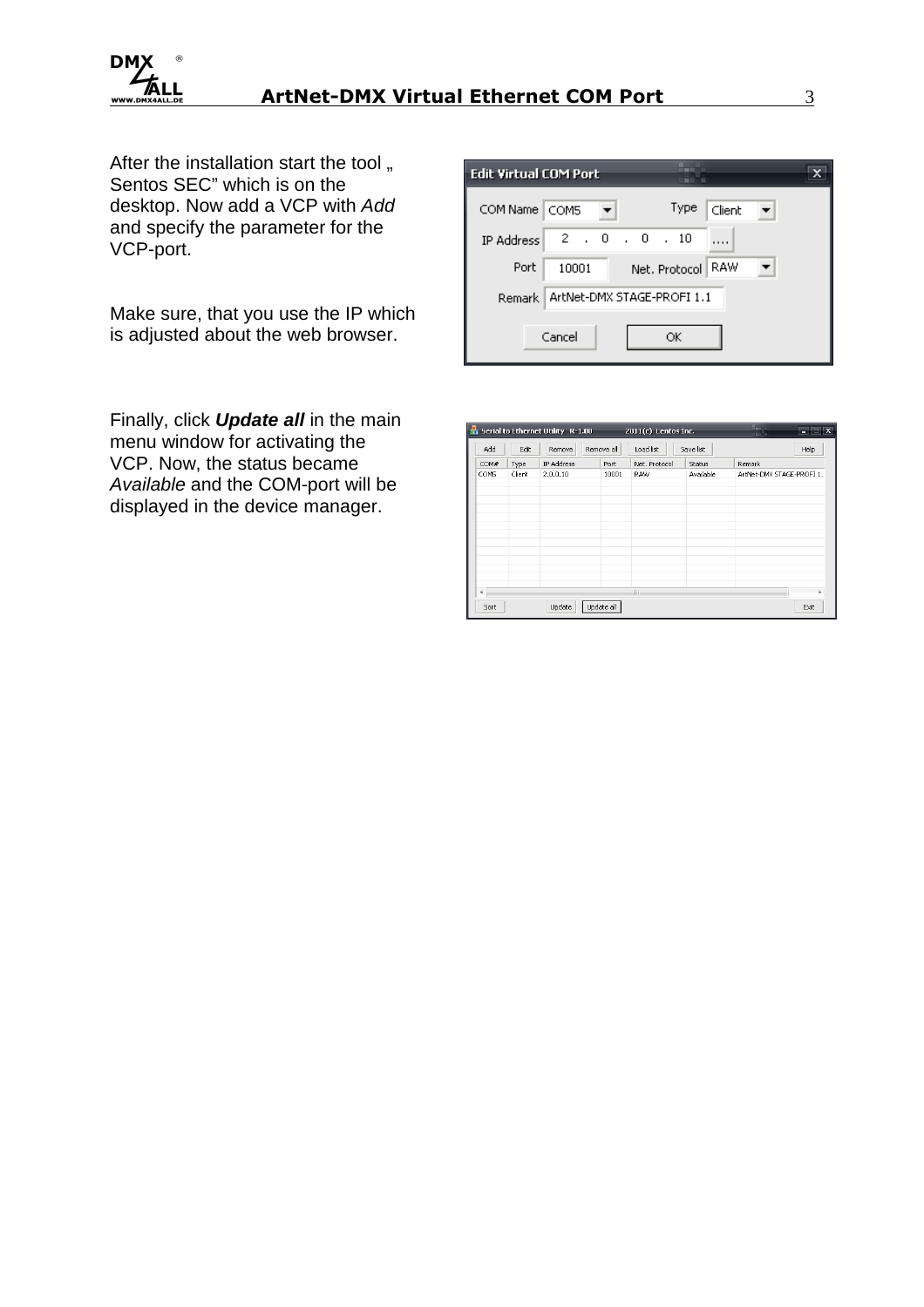After the installation start the tool „ Sentos SEC" which is on the desktop. Now add a VCP with *Add* and specify the parameter for the VCP-port.

Make sure, that you use the IP which is adjusted about the web browser.

Finally, click ***Update all*** in the main menu window for activating the VCP. Now, the status became *Available* and the COM-port will be displayed in the device manager.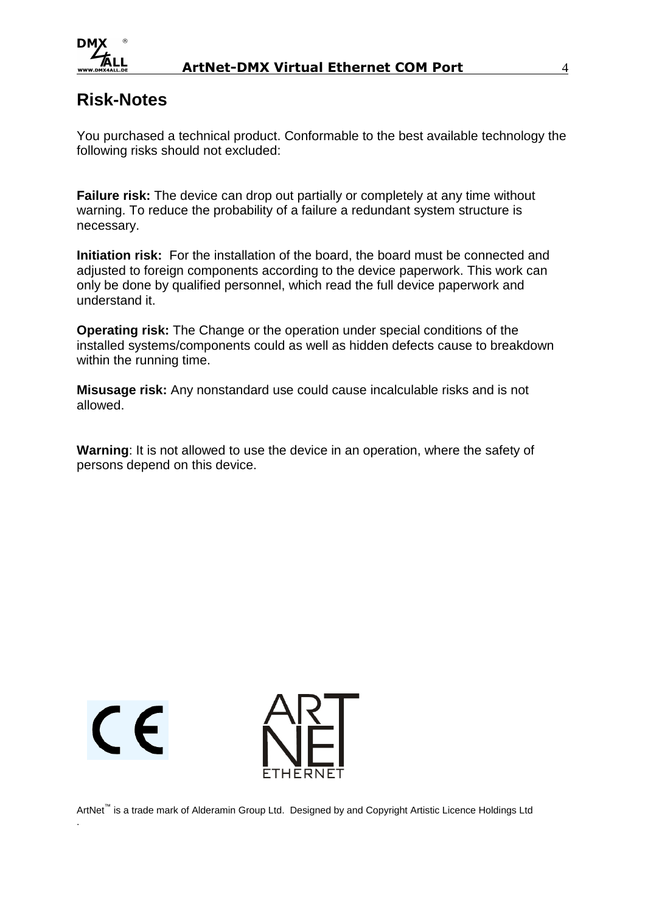## Risk-Notes

You purchased a technical product. Conformable to the best available technology the following risks should not excluded:

**Failure risk:** The device can drop out partially or completely at any time without warning. To reduce the probability of a failure a redundant system structure is necessary.

**Initiation risk:** For the installation of the board, the board must be connected and adjusted to foreign components according to the device paperwork. This work can only be done by qualified personnel, which read the full device paperwork and understand it.

**Operating risk:** The Change or the operation under special conditions of the installed systems/components could as well as hidden defects cause to breakdown within the running time.

**Misusage risk:** Any nonstandard use could cause incalculable risks and is not allowed.

**Warning**: It is not allowed to use the device in an operation, where the safety of persons depend on this device.

ArtNet™ is a trade mark of Alderamin Group Ltd. Designed by and Copyright Artistic Licence Holdings Ltd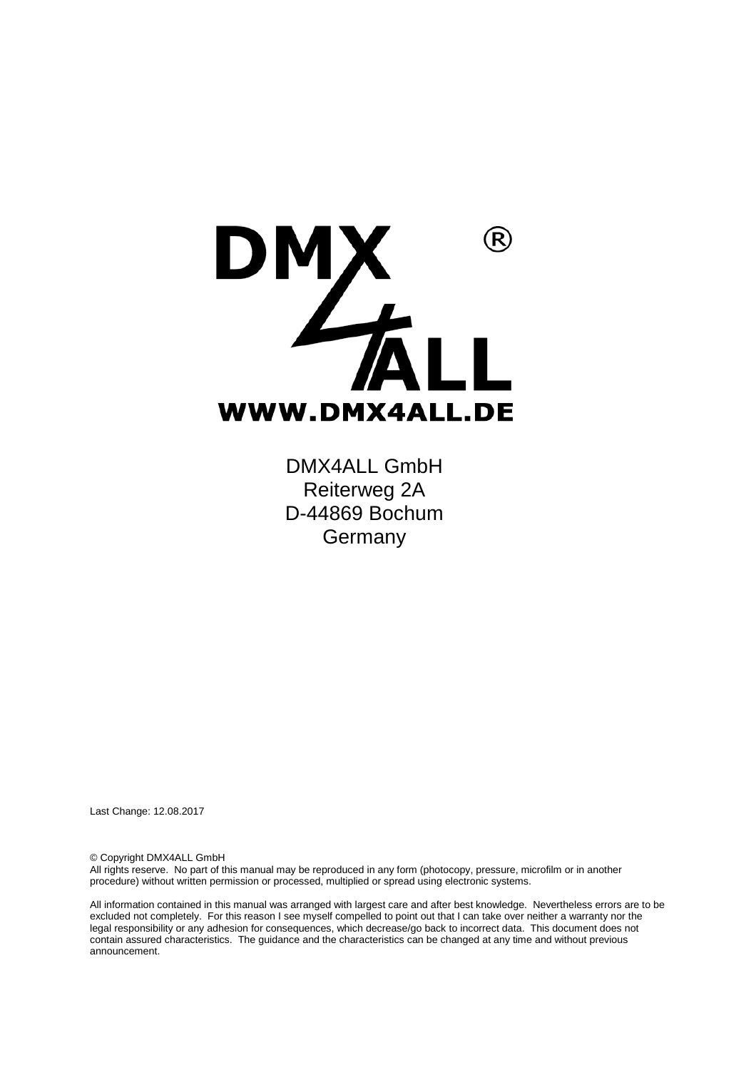DMX4ALL GmbH
Reiterweg 2A
D-44869 Bochum
Germany

Last Change: 12.08.2017

© Copyright DMX4ALL GmbH
All rights reserve. No part of this manual may be reproduced in any form (photocopy, pressure, microfilm or in another procedure) without written permission or processed, multiplied or spread using electronic systems.

All information contained in this manual was arranged with largest care and after best knowledge. Nevertheless errors are to be excluded not completely. For this reason I see myself compelled to point out that I can take over neither a warranty nor the legal responsibility or any adhesion for consequences, which decrease/go back to incorrect data. This document does not contain assured characteristics. The guidance and the characteristics can be changed at any time and without previous announcement.